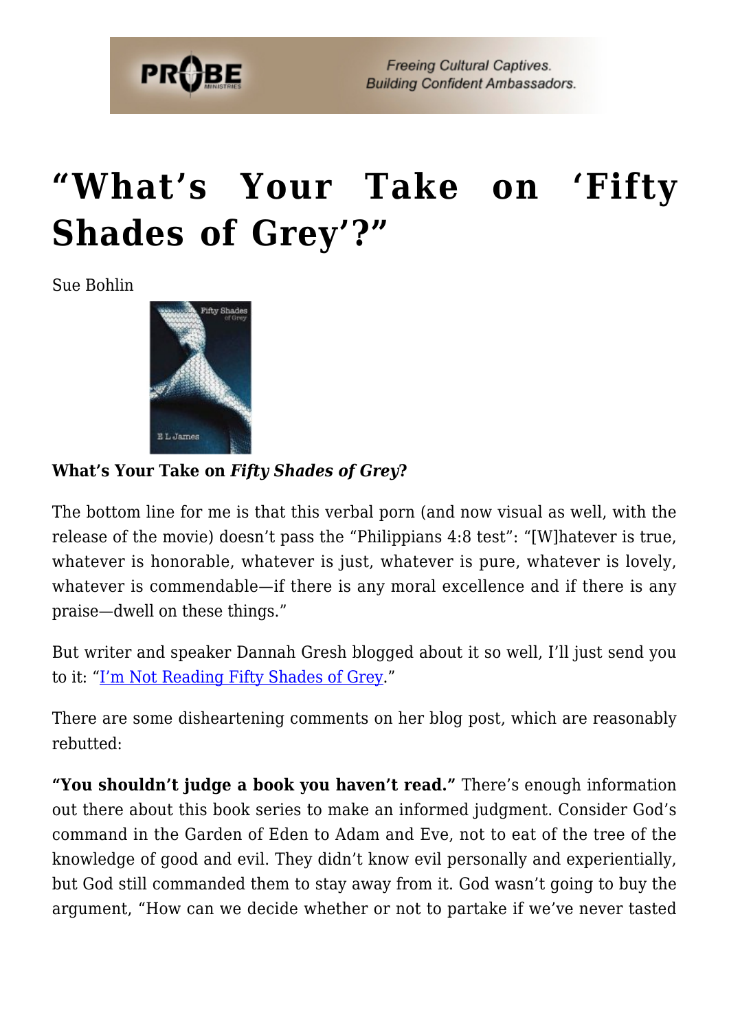# "What's Your Take on 'Fifty Shades of Grey'?"

Sue Bohlin

**What's Your Take on *Fifty Shades of Grey*?**

The bottom line for me is that this verbal porn (and now visual as well, with the release of the movie) doesn't pass the "Philippians 4:8 test": "[W]hatever is true, whatever is honorable, whatever is just, whatever is pure, whatever is lovely, whatever is commendable—if there is any moral excellence and if there is any praise—dwell on these things."

But writer and speaker Dannah Gresh blogged about it so well, I'll just send you to it: "I'm Not Reading Fifty Shades of Grey."

There are some disheartening comments on her blog post, which are reasonably rebutted:

**"You shouldn't judge a book you haven't read."** There's enough information out there about this book series to make an informed judgment. Consider God's command in the Garden of Eden to Adam and Eve, not to eat of the tree of the knowledge of good and evil. They didn't know evil personally and experientially, but God still commanded them to stay away from it. God wasn't going to buy the argument, "How can we decide whether or not to partake if we've never tasted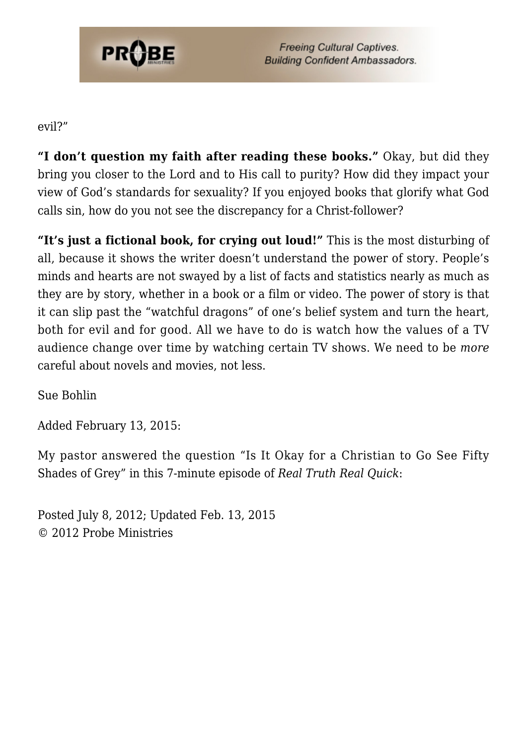evil?"

**"I don't question my faith after reading these books."** Okay, but did they bring you closer to the Lord and to His call to purity? How did they impact your view of God's standards for sexuality? If you enjoyed books that glorify what God calls sin, how do you not see the discrepancy for a Christ-follower?

**"It's just a fictional book, for crying out loud!"** This is the most disturbing of all, because it shows the writer doesn't understand the power of story. People's minds and hearts are not swayed by a list of facts and statistics nearly as much as they are by story, whether in a book or a film or video. The power of story is that it can slip past the "watchful dragons" of one's belief system and turn the heart, both for evil and for good. All we have to do is watch how the values of a TV audience change over time by watching certain TV shows. We need to be *more* careful about novels and movies, not less.

Sue Bohlin

Added February 13, 2015:

My pastor answered the question "Is It Okay for a Christian to Go See Fifty Shades of Grey" in this 7-minute episode of *Real Truth Real Quick*:

Posted July 8, 2012; Updated Feb. 13, 2015
© 2012 Probe Ministries